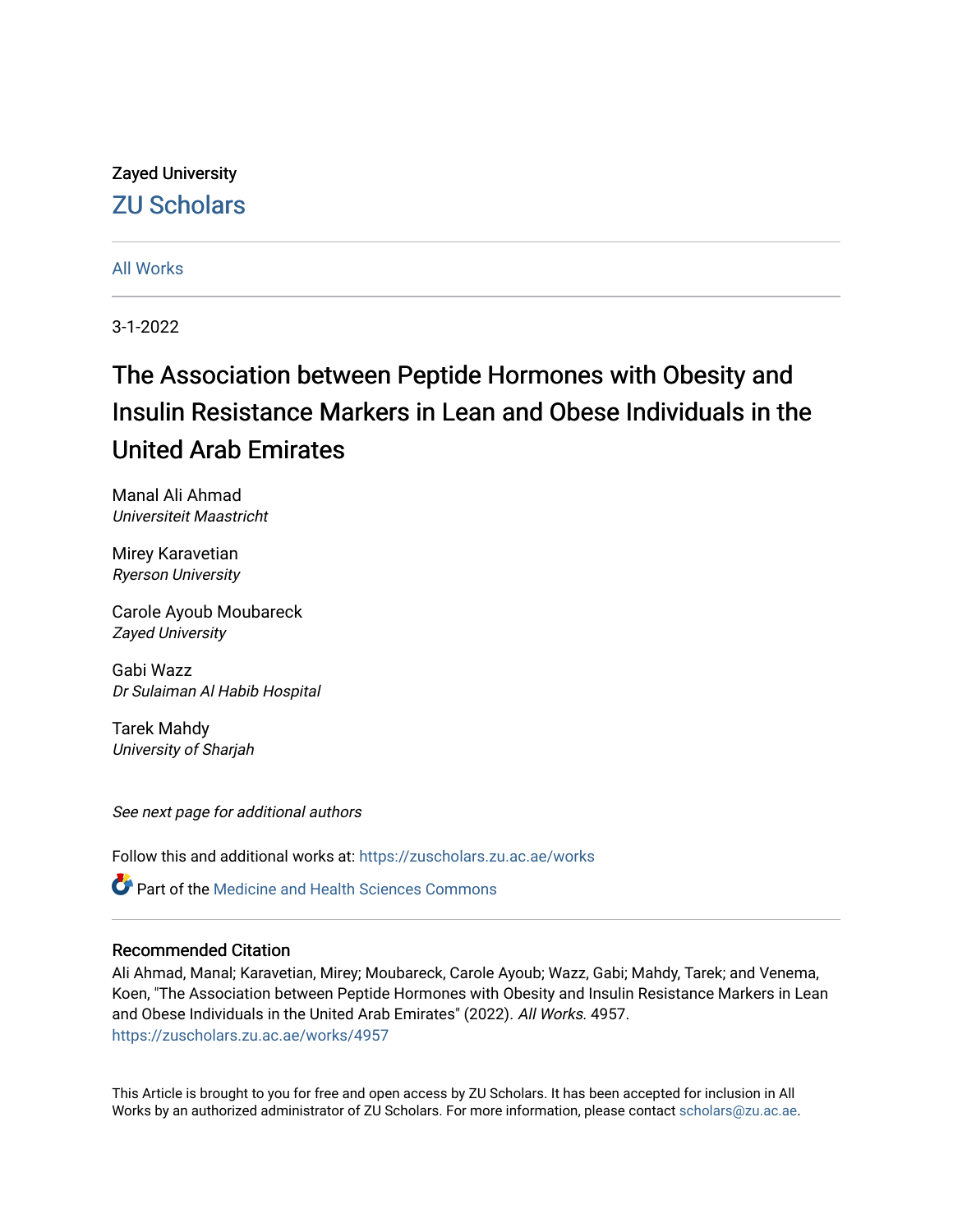Zayed University

# ZU Scholars

All Works

3-1-2022

# The Association between Peptide Hormones with Obesity and Insulin Resistance Markers in Lean and Obese Individuals in the United Arab Emirates

Manal Ali Ahmad
*Universiteit Maastricht*

Mirey Karavetian
*Ryerson University*

Carole Ayoub Moubareck
*Zayed University*

Gabi Wazz
*Dr Sulaiman Al Habib Hospital*

Tarek Mahdy
*University of Sharjah*

*See next page for additional authors*

Follow this and additional works at: https://zuscholars.zu.ac.ae/works

Part of the Medicine and Health Sciences Commons

## Recommended Citation

Ali Ahmad, Manal; Karavetian, Mirey; Moubareck, Carole Ayoub; Wazz, Gabi; Mahdy, Tarek; and Venema, Koen, "The Association between Peptide Hormones with Obesity and Insulin Resistance Markers in Lean and Obese Individuals in the United Arab Emirates" (2022). *All Works*. 4957.
https://zuscholars.zu.ac.ae/works/4957

This Article is brought to you for free and open access by ZU Scholars. It has been accepted for inclusion in All Works by an authorized administrator of ZU Scholars. For more information, please contact scholars@zu.ac.ae.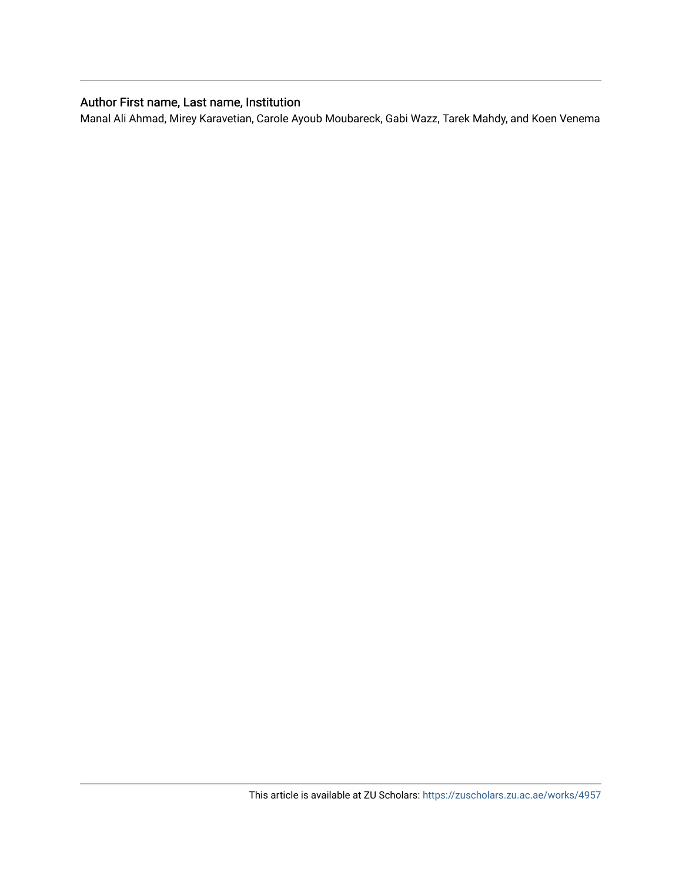## Author First name, Last name, Institution

Manal Ali Ahmad, Mirey Karavetian, Carole Ayoub Moubareck, Gabi Wazz, Tarek Mahdy, and Koen Venema

This article is available at ZU Scholars: https://zuscholars.zu.ac.ae/works/4957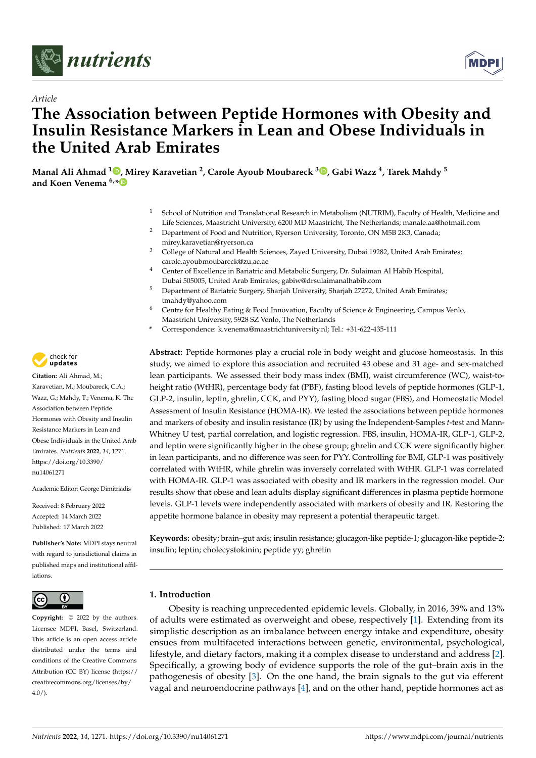# The Association between Peptide Hormones with Obesity and Insulin Resistance Markers in Lean and Obese Individuals in the United Arab Emirates

**Manal Ali Ahmad [1], Mirey Karavetian [2], Carole Ayoub Moubareck [3], Gabi Wazz [4], Tarek Mahdy [5] and Koen Venema [6,*]**

[1] School of Nutrition and Translational Research in Metabolism (NUTRIM), Faculty of Health, Medicine and Life Sciences, Maastricht University, 6200 MD Maastricht, The Netherlands; manale.aa@hotmail.com

[2] Department of Food and Nutrition, Ryerson University, Toronto, ON M5B 2K3, Canada; mirey.karavetian@ryerson.ca

[3] College of Natural and Health Sciences, Zayed University, Dubai 19282, United Arab Emirates; carole.ayoubmoubareck@zu.ac.ae

[4] Center of Excellence in Bariatric and Metabolic Surgery, Dr. Sulaiman Al Habib Hospital, Dubai 505005, United Arab Emirates; gabiw@drsulaimanalhabib.com

[5] Department of Bariatric Surgery, Sharjah University, Sharjah 27272, United Arab Emirates; tmahdy@yahoo.com

[6] Centre for Healthy Eating & Food Innovation, Faculty of Science & Engineering, Campus Venlo, Maastricht University, 5928 SZ Venlo, The Netherlands

\* Correspondence: k.venema@maastrichtuniversity.nl; Tel.: +31-622-435-111

**Citation:** Ali Ahmad, M.; Karavetian, M.; Moubareck, C.A.; Wazz, G.; Mahdy, T.; Venema, K. The Association between Peptide Hormones with Obesity and Insulin Resistance Markers in Lean and Obese Individuals in the United Arab Emirates. *Nutrients* **2022**, *14*, 1271. https://doi.org/10.3390/nu14061271

Academic Editor: George Dimitriadis

Received: 8 February 2022
Accepted: 14 March 2022
Published: 17 March 2022

**Publisher's Note:** MDPI stays neutral with regard to jurisdictional claims in published maps and institutional affiliations.

**Copyright:** © 2022 by the authors. Licensee MDPI, Basel, Switzerland. This article is an open access article distributed under the terms and conditions of the Creative Commons Attribution (CC BY) license (https://creativecommons.org/licenses/by/4.0/).

**Abstract:** Peptide hormones play a crucial role in body weight and glucose homeostasis. In this study, we aimed to explore this association and recruited 43 obese and 31 age- and sex-matched lean participants. We assessed their body mass index (BMI), waist circumference (WC), waist-to-height ratio (WtHR), percentage body fat (PBF), fasting blood levels of peptide hormones (GLP-1, GLP-2, insulin, leptin, ghrelin, CCK, and PYY), fasting blood sugar (FBS), and Homeostatic Model Assessment of Insulin Resistance (HOMA-IR). We tested the associations between peptide hormones and markers of obesity and insulin resistance (IR) by using the Independent-Samples *t*-test and Mann-Whitney U test, partial correlation, and logistic regression. FBS, insulin, HOMA-IR, GLP-1, GLP-2, and leptin were significantly higher in the obese group; ghrelin and CCK were significantly higher in lean participants, and no difference was seen for PYY. Controlling for BMI, GLP-1 was positively correlated with WtHR, while ghrelin was inversely correlated with WtHR. GLP-1 was correlated with HOMA-IR. GLP-1 was associated with obesity and IR markers in the regression model. Our results show that obese and lean adults display significant differences in plasma peptide hormone levels. GLP-1 levels were independently associated with markers of obesity and IR. Restoring the appetite hormone balance in obesity may represent a potential therapeutic target.

**Keywords:** obesity; brain–gut axis; insulin resistance; glucagon-like peptide-1; glucagon-like peptide-2; insulin; leptin; cholecystokinin; peptide yy; ghrelin

## 1. Introduction

Obesity is reaching unprecedented epidemic levels. Globally, in 2016, 39% and 13% of adults were estimated as overweight and obese, respectively [1]. Extending from its simplistic description as an imbalance between energy intake and expenditure, obesity ensues from multifaceted interactions between genetic, environmental, psychological, lifestyle, and dietary factors, making it a complex disease to understand and address [2]. Specifically, a growing body of evidence supports the role of the gut–brain axis in the pathogenesis of obesity [3]. On the one hand, the brain signals to the gut via efferent vagal and neuroendocrine pathways [4], and on the other hand, peptide hormones act as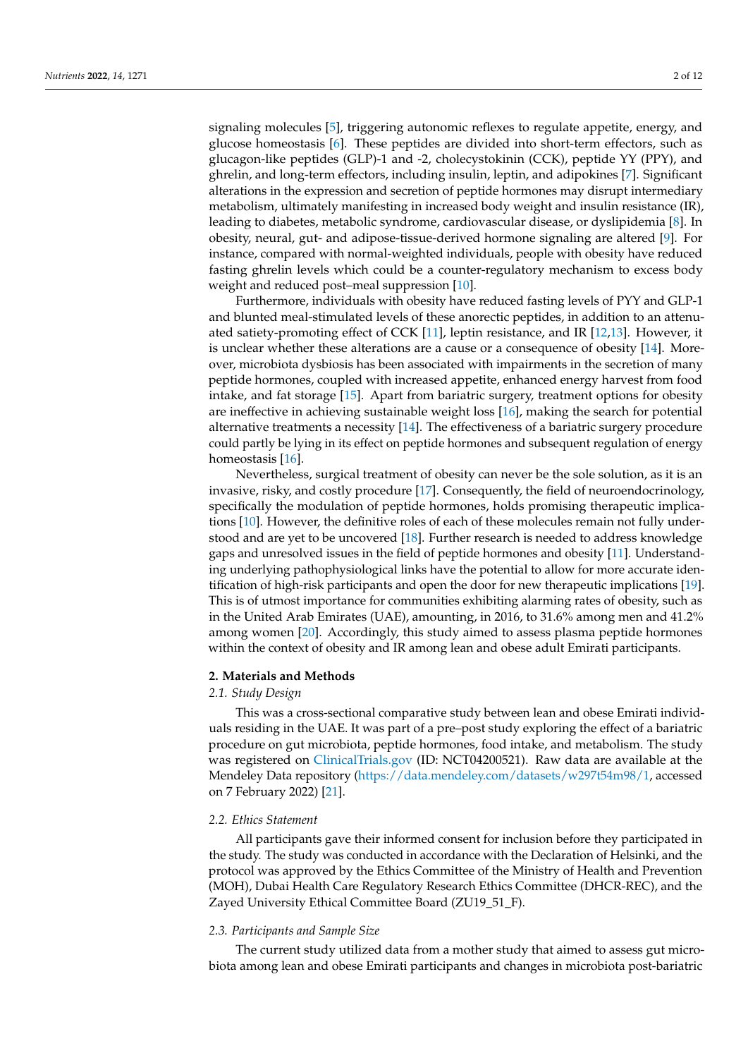signaling molecules [5], triggering autonomic reflexes to regulate appetite, energy, and glucose homeostasis [6]. These peptides are divided into short-term effectors, such as glucagon-like peptides (GLP)-1 and -2, cholecystokinin (CCK), peptide YY (PPY), and ghrelin, and long-term effectors, including insulin, leptin, and adipokines [7]. Significant alterations in the expression and secretion of peptide hormones may disrupt intermediary metabolism, ultimately manifesting in increased body weight and insulin resistance (IR), leading to diabetes, metabolic syndrome, cardiovascular disease, or dyslipidemia [8]. In obesity, neural, gut- and adipose-tissue-derived hormone signaling are altered [9]. For instance, compared with normal-weighted individuals, people with obesity have reduced fasting ghrelin levels which could be a counter-regulatory mechanism to excess body weight and reduced post–meal suppression [10].

Furthermore, individuals with obesity have reduced fasting levels of PYY and GLP-1 and blunted meal-stimulated levels of these anorectic peptides, in addition to an attenuated satiety-promoting effect of CCK [11], leptin resistance, and IR [12,13]. However, it is unclear whether these alterations are a cause or a consequence of obesity [14]. Moreover, microbiota dysbiosis has been associated with impairments in the secretion of many peptide hormones, coupled with increased appetite, enhanced energy harvest from food intake, and fat storage [15]. Apart from bariatric surgery, treatment options for obesity are ineffective in achieving sustainable weight loss [16], making the search for potential alternative treatments a necessity [14]. The effectiveness of a bariatric surgery procedure could partly be lying in its effect on peptide hormones and subsequent regulation of energy homeostasis [16].

Nevertheless, surgical treatment of obesity can never be the sole solution, as it is an invasive, risky, and costly procedure [17]. Consequently, the field of neuroendocrinology, specifically the modulation of peptide hormones, holds promising therapeutic implications [10]. However, the definitive roles of each of these molecules remain not fully understood and are yet to be uncovered [18]. Further research is needed to address knowledge gaps and unresolved issues in the field of peptide hormones and obesity [11]. Understanding underlying pathophysiological links have the potential to allow for more accurate identification of high-risk participants and open the door for new therapeutic implications [19]. This is of utmost importance for communities exhibiting alarming rates of obesity, such as in the United Arab Emirates (UAE), amounting, in 2016, to 31.6% among men and 41.2% among women [20]. Accordingly, this study aimed to assess plasma peptide hormones within the context of obesity and IR among lean and obese adult Emirati participants.

## 2. Materials and Methods

### *2.1. Study Design*

This was a cross-sectional comparative study between lean and obese Emirati individuals residing in the UAE. It was part of a pre–post study exploring the effect of a bariatric procedure on gut microbiota, peptide hormones, food intake, and metabolism. The study was registered on ClinicalTrials.gov (ID: NCT04200521). Raw data are available at the Mendeley Data repository (https://data.mendeley.com/datasets/w297t54m98/1, accessed on 7 February 2022) [21].

### *2.2. Ethics Statement*

All participants gave their informed consent for inclusion before they participated in the study. The study was conducted in accordance with the Declaration of Helsinki, and the protocol was approved by the Ethics Committee of the Ministry of Health and Prevention (MOH), Dubai Health Care Regulatory Research Ethics Committee (DHCR-REC), and the Zayed University Ethical Committee Board (ZU19_51_F).

### *2.3. Participants and Sample Size*

The current study utilized data from a mother study that aimed to assess gut microbiota among lean and obese Emirati participants and changes in microbiota post-bariatric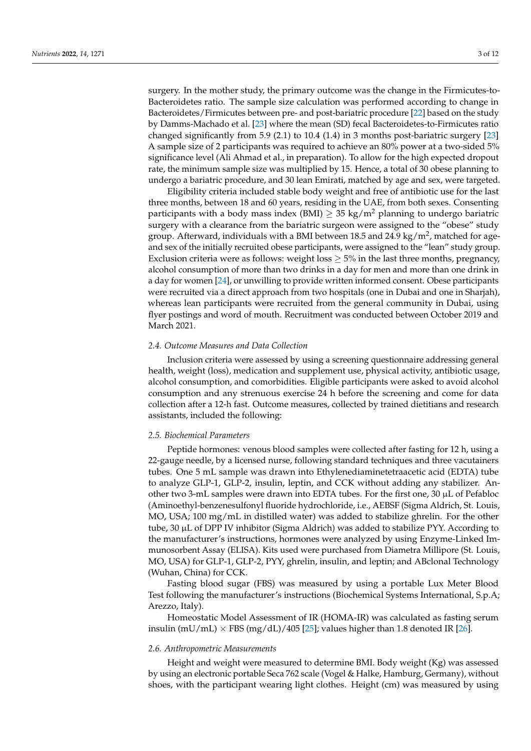surgery. In the mother study, the primary outcome was the change in the Firmicutes-to-Bacteroidetes ratio. The sample size calculation was performed according to change in Bacteroidetes/Firmicutes between pre- and post-bariatric procedure [22] based on the study by Damms-Machado et al. [23] where the mean (SD) fecal Bacteroidetes-to-Firmicutes ratio changed significantly from 5.9 (2.1) to 10.4 (1.4) in 3 months post-bariatric surgery [23] A sample size of 2 participants was required to achieve an 80% power at a two-sided 5% significance level (Ali Ahmad et al., in preparation). To allow for the high expected dropout rate, the minimum sample size was multiplied by 15. Hence, a total of 30 obese planning to undergo a bariatric procedure, and 30 lean Emirati, matched by age and sex, were targeted.

Eligibility criteria included stable body weight and free of antibiotic use for the last three months, between 18 and 60 years, residing in the UAE, from both sexes. Consenting participants with a body mass index (BMI) $\geq$ 35 kg/m$^2$ planning to undergo bariatric surgery with a clearance from the bariatric surgeon were assigned to the "obese" study group. Afterward, individuals with a BMI between 18.5 and 24.9 kg/m$^2$, matched for age- and sex of the initially recruited obese participants, were assigned to the "lean" study group. Exclusion criteria were as follows: weight loss $\geq$ 5% in the last three months, pregnancy, alcohol consumption of more than two drinks in a day for men and more than one drink in a day for women [24], or unwilling to provide written informed consent. Obese participants were recruited via a direct approach from two hospitals (one in Dubai and one in Sharjah), whereas lean participants were recruited from the general community in Dubai, using flyer postings and word of mouth. Recruitment was conducted between October 2019 and March 2021.

### 2.4. Outcome Measures and Data Collection

Inclusion criteria were assessed by using a screening questionnaire addressing general health, weight (loss), medication and supplement use, physical activity, antibiotic usage, alcohol consumption, and comorbidities. Eligible participants were asked to avoid alcohol consumption and any strenuous exercise 24 h before the screening and come for data collection after a 12-h fast. Outcome measures, collected by trained dietitians and research assistants, included the following:

### 2.5. Biochemical Parameters

Peptide hormones: venous blood samples were collected after fasting for 12 h, using a 22-gauge needle, by a licensed nurse, following standard techniques and three vacutainers tubes. One 5 mL sample was drawn into Ethylenediaminetetraacetic acid (EDTA) tube to analyze GLP-1, GLP-2, insulin, leptin, and CCK without adding any stabilizer. Another two 3-mL samples were drawn into EDTA tubes. For the first one, 30 µL of Pefabloc (Aminoethyl-benzenesulfonyl fluoride hydrochloride, i.e., AEBSF (Sigma Aldrich, St. Louis, MO, USA; 100 mg/mL in distilled water) was added to stabilize ghrelin. For the other tube, 30 µL of DPP IV inhibitor (Sigma Aldrich) was added to stabilize PYY. According to the manufacturer's instructions, hormones were analyzed by using Enzyme-Linked Immunosorbent Assay (ELISA). Kits used were purchased from Diametra Millipore (St. Louis, MO, USA) for GLP-1, GLP-2, PYY, ghrelin, insulin, and leptin; and ABclonal Technology (Wuhan, China) for CCK.

Fasting blood sugar (FBS) was measured by using a portable Lux Meter Blood Test following the manufacturer's instructions (Biochemical Systems International, S.p.A; Arezzo, Italy).

Homeostatic Model Assessment of IR (HOMA-IR) was calculated as fasting serum insulin (mU/mL) $\times$ FBS (mg/dL)/405 [25]; values higher than 1.8 denoted IR [26].

### 2.6. Anthropometric Measurements

Height and weight were measured to determine BMI. Body weight (Kg) was assessed by using an electronic portable Seca 762 scale (Vogel & Halke, Hamburg, Germany), without shoes, with the participant wearing light clothes. Height (cm) was measured by using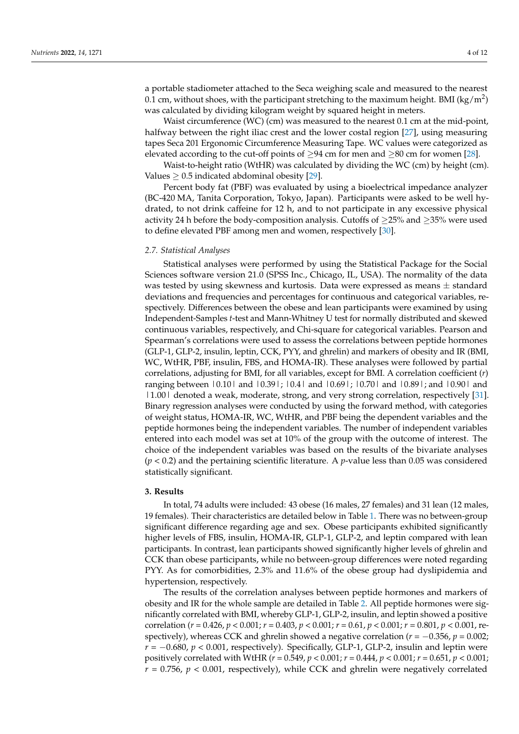a portable stadiometer attached to the Seca weighing scale and measured to the nearest 0.1 cm, without shoes, with the participant stretching to the maximum height. BMI (kg/m$^2$) was calculated by dividing kilogram weight by squared height in meters.

Waist circumference (WC) (cm) was measured to the nearest 0.1 cm at the mid-point, halfway between the right iliac crest and the lower costal region [27], using measuring tapes Seca 201 Ergonomic Circumference Measuring Tape. WC values were categorized as elevated according to the cut-off points of $\geq$94 cm for men and $\geq$80 cm for women [28].

Waist-to-height ratio (WtHR) was calculated by dividing the WC (cm) by height (cm). Values $\geq$ 0.5 indicated abdominal obesity [29].

Percent body fat (PBF) was evaluated by using a bioelectrical impedance analyzer (BC-420 MA, Tanita Corporation, Tokyo, Japan). Participants were asked to be well hydrated, to not drink caffeine for 12 h, and to not participate in any excessive physical activity 24 h before the body-composition analysis. Cutoffs of $\geq$25% and $\geq$35% were used to define elevated PBF among men and women, respectively [30].

### *2.7. Statistical Analyses*

Statistical analyses were performed by using the Statistical Package for the Social Sciences software version 21.0 (SPSS Inc., Chicago, IL, USA). The normality of the data was tested by using skewness and kurtosis. Data were expressed as means $\pm$ standard deviations and frequencies and percentages for continuous and categorical variables, respectively. Differences between the obese and lean participants were examined by using Independent-Samples *t*-test and Mann-Whitney U test for normally distributed and skewed continuous variables, respectively, and Chi-square for categorical variables. Pearson and Spearman's correlations were used to assess the correlations between peptide hormones (GLP-1, GLP-2, insulin, leptin, CCK, PYY, and ghrelin) and markers of obesity and IR (BMI, WC, WtHR, PBF, insulin, FBS, and HOMA-IR). These analyses were followed by partial correlations, adjusting for BMI, for all variables, except for BMI. A correlation coefficient (*r*) ranging between |0.10| and |0.39|; |0.4| and |0.69|; |0.70| and |0.89|; and |0.90| and |1.00| denoted a weak, moderate, strong, and very strong correlation, respectively [31]. Binary regression analyses were conducted by using the forward method, with categories of weight status, HOMA-IR, WC, WtHR, and PBF being the dependent variables and the peptide hormones being the independent variables. The number of independent variables entered into each model was set at 10% of the group with the outcome of interest. The choice of the independent variables was based on the results of the bivariate analyses ($p < 0.2$) and the pertaining scientific literature. A *p*-value less than 0.05 was considered statistically significant.

## **3. Results**

In total, 74 adults were included: 43 obese (16 males, 27 females) and 31 lean (12 males, 19 females). Their characteristics are detailed below in Table 1. There was no between-group significant difference regarding age and sex. Obese participants exhibited significantly higher levels of FBS, insulin, HOMA-IR, GLP-1, GLP-2, and leptin compared with lean participants. In contrast, lean participants showed significantly higher levels of ghrelin and CCK than obese participants, while no between-group differences were noted regarding PYY. As for comorbidities, 2.3% and 11.6% of the obese group had dyslipidemia and hypertension, respectively.

The results of the correlation analyses between peptide hormones and markers of obesity and IR for the whole sample are detailed in Table 2. All peptide hormones were significantly correlated with BMI, whereby GLP-1, GLP-2, insulin, and leptin showed a positive correlation ($r = 0.426$, $p < 0.001$; $r = 0.403$, $p < 0.001$; $r = 0.61$, $p < 0.001$; $r = 0.801$, $p < 0.001$, respectively), whereas CCK and ghrelin showed a negative correlation ($r = -0.356$, $p = 0.002$; $r = -0.680$, $p < 0.001$, respectively). Specifically, GLP-1, GLP-2, insulin and leptin were positively correlated with WtHR ($r = 0.549$, $p < 0.001$; $r = 0.444$, $p < 0.001$; $r = 0.651$, $p < 0.001$; $r = 0.756$, $p < 0.001$, respectively), while CCK and ghrelin were negatively correlated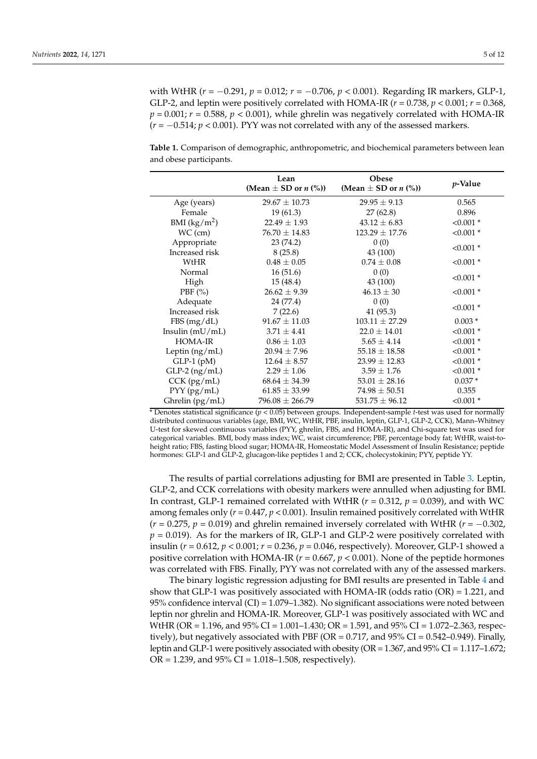with WtHR ($r = -0.291$, $p = 0.012$; $r = -0.706$, $p < 0.001$). Regarding IR markers, GLP-1, GLP-2, and leptin were positively correlated with HOMA-IR ($r = 0.738$, $p < 0.001$; $r = 0.368$, $p = 0.001$; $r = 0.588$, $p < 0.001$), while ghrelin was negatively correlated with HOMA-IR ($r = -0.514$; $p < 0.001$). PYY was not correlated with any of the assessed markers.

**Table 1.** Comparison of demographic, anthropometric, and biochemical parameters between lean and obese participants.

| | Lean (Mean ± SD or *n* (%)) | Obese (Mean ± SD or *n* (%)) | *p*-Value |
|---|---|---|---|
| Age (years) | 29.67 ± 10.73 | 29.95 ± 9.13 | 0.565 |
| Female | 19 (61.3) | 27 (62.8) | 0.896 |
| BMI (kg/m$^2$) | 22.49 ± 1.93 | 43.12 ± 6.83 | <0.001 * |
| WC (cm) | 76.70 ± 14.83 | 123.29 ± 17.76 | <0.001 * |
| Appropriate | 23 (74.2) | 0 (0) | <0.001 * |
| Increased risk | 8 (25.8) | 43 (100) | |
| WtHR | 0.48 ± 0.05 | 0.74 ± 0.08 | <0.001 * |
| Normal | 16 (51.6) | 0 (0) | <0.001 * |
| High | 15 (48.4) | 43 (100) | |
| PBF (%) | 26.62 ± 9.39 | 46.13 ± 30 | <0.001 * |
| Adequate | 24 (77.4) | 0 (0) | <0.001 * |
| Increased risk | 7 (22.6) | 41 (95.3) | |
| FBS (mg/dL) | 91.67 ± 11.03 | 103.11 ± 27.29 | 0.003 * |
| Insulin (mU/mL) | 3.71 ± 4.41 | 22.0 ± 14.01 | <0.001 * |
| HOMA-IR | 0.86 ± 1.03 | 5.65 ± 4.14 | <0.001 * |
| Leptin (ng/mL) | 20.94 ± 7.96 | 55.18 ± 18.58 | <0.001 * |
| GLP-1 (pM) | 12.64 ± 8.57 | 23.99 ± 12.83 | <0.001 * |
| GLP-2 (ng/mL) | 2.29 ± 1.06 | 3.59 ± 1.76 | <0.001 * |
| CCK (pg/mL) | 68.64 ± 34.39 | 53.01 ± 28.16 | 0.037 * |
| PYY (pg/mL) | 61.85 ± 33.99 | 74.98 ± 50.51 | 0.355 |
| Ghrelin (pg/mL) | 796.08 ± 266.79 | 531.75 ± 96.12 | <0.001 * |

* Denotes statistical significance ($p < 0.05$) between groups. Independent-sample *t*-test was used for normally distributed continuous variables (age, BMI, WC, WtHR, PBF, insulin, leptin, GLP-1, GLP-2, CCK), Mann–Whitney U-test for skewed continuous variables (PYY, ghrelin, FBS, and HOMA-IR), and Chi-square test was used for categorical variables. BMI, body mass index; WC, waist circumference; PBF, percentage body fat; WtHR, waist-to-height ratio; FBS, fasting blood sugar; HOMA-IR, Homeostatic Model Assessment of Insulin Resistance; peptide hormones: GLP-1 and GLP-2, glucagon-like peptides 1 and 2; CCK, cholecystokinin; PYY, peptide YY.

The results of partial correlations adjusting for BMI are presented in Table 3. Leptin, GLP-2, and CCK correlations with obesity markers were annulled when adjusting for BMI. In contrast, GLP-1 remained correlated with WtHR ($r = 0.312$, $p = 0.039$), and with WC among females only ($r = 0.447$, $p < 0.001$). Insulin remained positively correlated with WtHR ($r = 0.275$, $p = 0.019$) and ghrelin remained inversely correlated with WtHR ($r = -0.302$, $p = 0.019$). As for the markers of IR, GLP-1 and GLP-2 were positively correlated with insulin ($r = 0.612$, $p < 0.001$; $r = 0.236$, $p = 0.046$, respectively). Moreover, GLP-1 showed a positive correlation with HOMA-IR ($r = 0.667$, $p < 0.001$). None of the peptide hormones was correlated with FBS. Finally, PYY was not correlated with any of the assessed markers.

The binary logistic regression adjusting for BMI results are presented in Table 4 and show that GLP-1 was positively associated with HOMA-IR (odds ratio (OR) = 1.221, and 95% confidence interval (CI) = 1.079–1.382). No significant associations were noted between leptin nor ghrelin and HOMA-IR. Moreover, GLP-1 was positively associated with WC and WtHR (OR = 1.196, and 95% CI = 1.001–1.430; OR = 1.591, and 95% CI = 1.072–2.363, respectively), but negatively associated with PBF (OR = 0.717, and 95% CI = 0.542–0.949). Finally, leptin and GLP-1 were positively associated with obesity (OR = 1.367, and 95% CI = 1.117–1.672; OR = 1.239, and 95% CI = 1.018–1.508, respectively).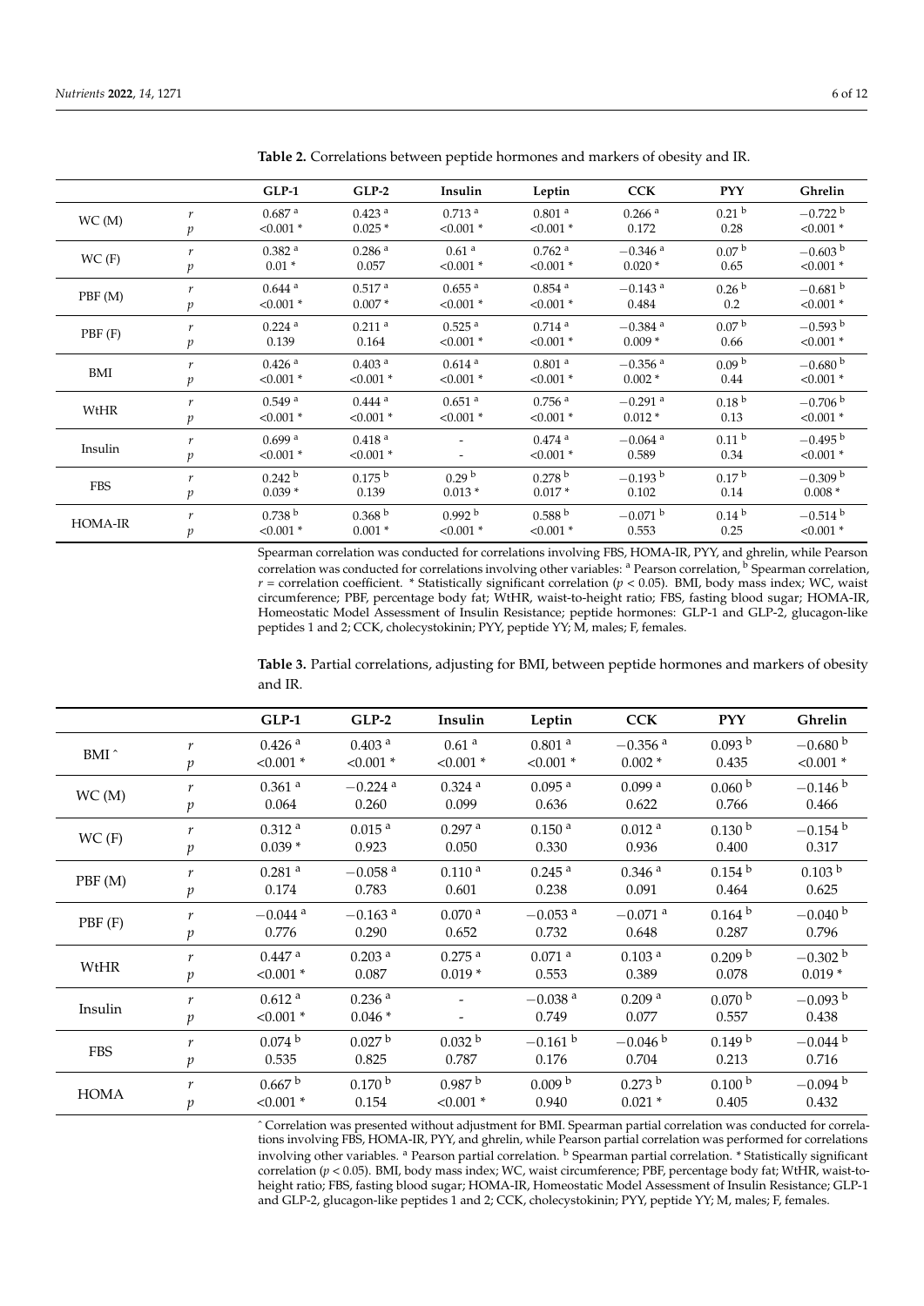**Table 2.** Correlations between peptide hormones and markers of obesity and IR.

| | | GLP-1 | GLP-2 | Insulin | Leptin | CCK | PYY | Ghrelin |
|---|---|---|---|---|---|---|---|---|
| WC (M) | $r$ | 0.687 [a] | 0.423 [a] | 0.713 [a] | 0.801 [a] | 0.266 [a] | 0.21 [b] | −0.722 [b] |
| | $p$ | <0.001 * | 0.025 * | <0.001 * | <0.001 * | 0.172 | 0.28 | <0.001 * |
| WC (F) | $r$ | 0.382 [a] | 0.286 [a] | 0.61 [a] | 0.762 [a] | −0.346 [a] | 0.07 [b] | −0.603 [b] |
| | $p$ | 0.01 * | 0.057 | <0.001 * | <0.001 * | 0.020 * | 0.65 | <0.001 * |
| PBF (M) | $r$ | 0.644 [a] | 0.517 [a] | 0.655 [a] | 0.854 [a] | −0.143 [a] | 0.26 [b] | −0.681 [b] |
| | $p$ | <0.001 * | 0.007 * | <0.001 * | <0.001 * | 0.484 | 0.2 | <0.001 * |
| PBF (F) | $r$ | 0.224 [a] | 0.211 [a] | 0.525 [a] | 0.714 [a] | −0.384 [a] | 0.07 [b] | −0.593 [b] |
| | $p$ | 0.139 | 0.164 | <0.001 * | <0.001 * | 0.009 * | 0.66 | <0.001 * |
| BMI | $r$ | 0.426 [a] | 0.403 [a] | 0.614 [a] | 0.801 [a] | −0.356 [a] | 0.09 [b] | −0.680 [b] |
| | $p$ | <0.001 * | <0.001 * | <0.001 * | <0.001 * | 0.002 * | 0.44 | <0.001 * |
| WtHR | $r$ | 0.549 [a] | 0.444 [a] | 0.651 [a] | 0.756 [a] | −0.291 [a] | 0.18 [b] | −0.706 [b] |
| | $p$ | <0.001 * | <0.001 * | <0.001 * | <0.001 * | 0.012 * | 0.13 | <0.001 * |
| Insulin | $r$ | 0.699 [a] | 0.418 [a] | - | 0.474 [a] | −0.064 [a] | 0.11 [b] | −0.495 [b] |
| | $p$ | <0.001 * | <0.001 * | - | <0.001 * | 0.589 | 0.34 | <0.001 * |
| FBS | $r$ | 0.242 [b] | 0.175 [b] | 0.29 [b] | 0.278 [b] | −0.193 [b] | 0.17 [b] | −0.309 [b] |
| | $p$ | 0.039 * | 0.139 | 0.013 * | 0.017 * | 0.102 | 0.14 | 0.008 * |
| HOMA-IR | $r$ | 0.738 [b] | 0.368 [b] | 0.992 [b] | 0.588 [b] | −0.071 [b] | 0.14 [b] | −0.514 [b] |
| | $p$ | <0.001 * | 0.001 * | <0.001 * | <0.001 * | 0.553 | 0.25 | <0.001 * |

Spearman correlation was conducted for correlations involving FBS, HOMA-IR, PYY, and ghrelin, while Pearson correlation was conducted for correlations involving other variables: [a] Pearson correlation, [b] Spearman correlation, $r$ = correlation coefficient. * Statistically significant correlation ($p < 0.05$). BMI, body mass index; WC, waist circumference; PBF, percentage body fat; WtHR, waist-to-height ratio; FBS, fasting blood sugar; HOMA-IR, Homeostatic Model Assessment of Insulin Resistance; peptide hormones: GLP-1 and GLP-2, glucagon-like peptides 1 and 2; CCK, cholecystokinin; PYY, peptide YY; M, males; F, females.

**Table 3.** Partial correlations, adjusting for BMI, between peptide hormones and markers of obesity and IR.

| | | GLP-1 | GLP-2 | Insulin | Leptin | CCK | PYY | Ghrelin |
|---|---|---|---|---|---|---|---|---|
| BMI ^ | $r$ | 0.426 [a] | 0.403 [a] | 0.61 [a] | 0.801 [a] | −0.356 [a] | 0.093 [b] | −0.680 [b] |
| | $p$ | <0.001 * | <0.001 * | <0.001 * | <0.001 * | 0.002 * | 0.435 | <0.001 * |
| WC (M) | $r$ | 0.361 [a] | −0.224 [a] | 0.324 [a] | 0.095 [a] | 0.099 [a] | 0.060 [b] | −0.146 [b] |
| | $p$ | 0.064 | 0.260 | 0.099 | 0.636 | 0.622 | 0.766 | 0.466 |
| WC (F) | $r$ | 0.312 [a] | 0.015 [a] | 0.297 [a] | 0.150 [a] | 0.012 [a] | 0.130 [b] | −0.154 [b] |
| | $p$ | 0.039 * | 0.923 | 0.050 | 0.330 | 0.936 | 0.400 | 0.317 |
| PBF (M) | $r$ | 0.281 [a] | −0.058 [a] | 0.110 [a] | 0.245 [a] | 0.346 [a] | 0.154 [b] | 0.103 [b] |
| | $p$ | 0.174 | 0.783 | 0.601 | 0.238 | 0.091 | 0.464 | 0.625 |
| PBF (F) | $r$ | −0.044 [a] | −0.163 [a] | 0.070 [a] | −0.053 [a] | −0.071 [a] | 0.164 [b] | −0.040 [b] |
| | $p$ | 0.776 | 0.290 | 0.652 | 0.732 | 0.648 | 0.287 | 0.796 |
| WtHR | $r$ | 0.447 [a] | 0.203 [a] | 0.275 [a] | 0.071 [a] | 0.103 [a] | 0.209 [b] | −0.302 [b] |
| | $p$ | <0.001 * | 0.087 | 0.019 * | 0.553 | 0.389 | 0.078 | 0.019 * |
| Insulin | $r$ | 0.612 [a] | 0.236 [a] | - | −0.038 [a] | 0.209 [a] | 0.070 [b] | −0.093 [b] |
| | $p$ | <0.001 * | 0.046 * | - | 0.749 | 0.077 | 0.557 | 0.438 |
| FBS | $r$ | 0.074 [b] | 0.027 [b] | 0.032 [b] | −0.161 [b] | −0.046 [b] | 0.149 [b] | −0.044 [b] |
| | $p$ | 0.535 | 0.825 | 0.787 | 0.176 | 0.704 | 0.213 | 0.716 |
| HOMA | $r$ | 0.667 [b] | 0.170 [b] | 0.987 [b] | 0.009 [b] | 0.273 [b] | 0.100 [b] | −0.094 [b] |
| | $p$ | <0.001 * | 0.154 | <0.001 * | 0.940 | 0.021 * | 0.405 | 0.432 |

^ Correlation was presented without adjustment for BMI. Spearman partial correlation was conducted for correlations involving FBS, HOMA-IR, PYY, and ghrelin, while Pearson partial correlation was performed for correlations involving other variables. [a] Pearson partial correlation. [b] Spearman partial correlation. * Statistically significant correlation ($p < 0.05$). BMI, body mass index; WC, waist circumference; PBF, percentage body fat; WtHR, waist-to-height ratio; FBS, fasting blood sugar; HOMA-IR, Homeostatic Model Assessment of Insulin Resistance; GLP-1 and GLP-2, glucagon-like peptides 1 and 2; CCK, cholecystokinin; PYY, peptide YY; M, males; F, females.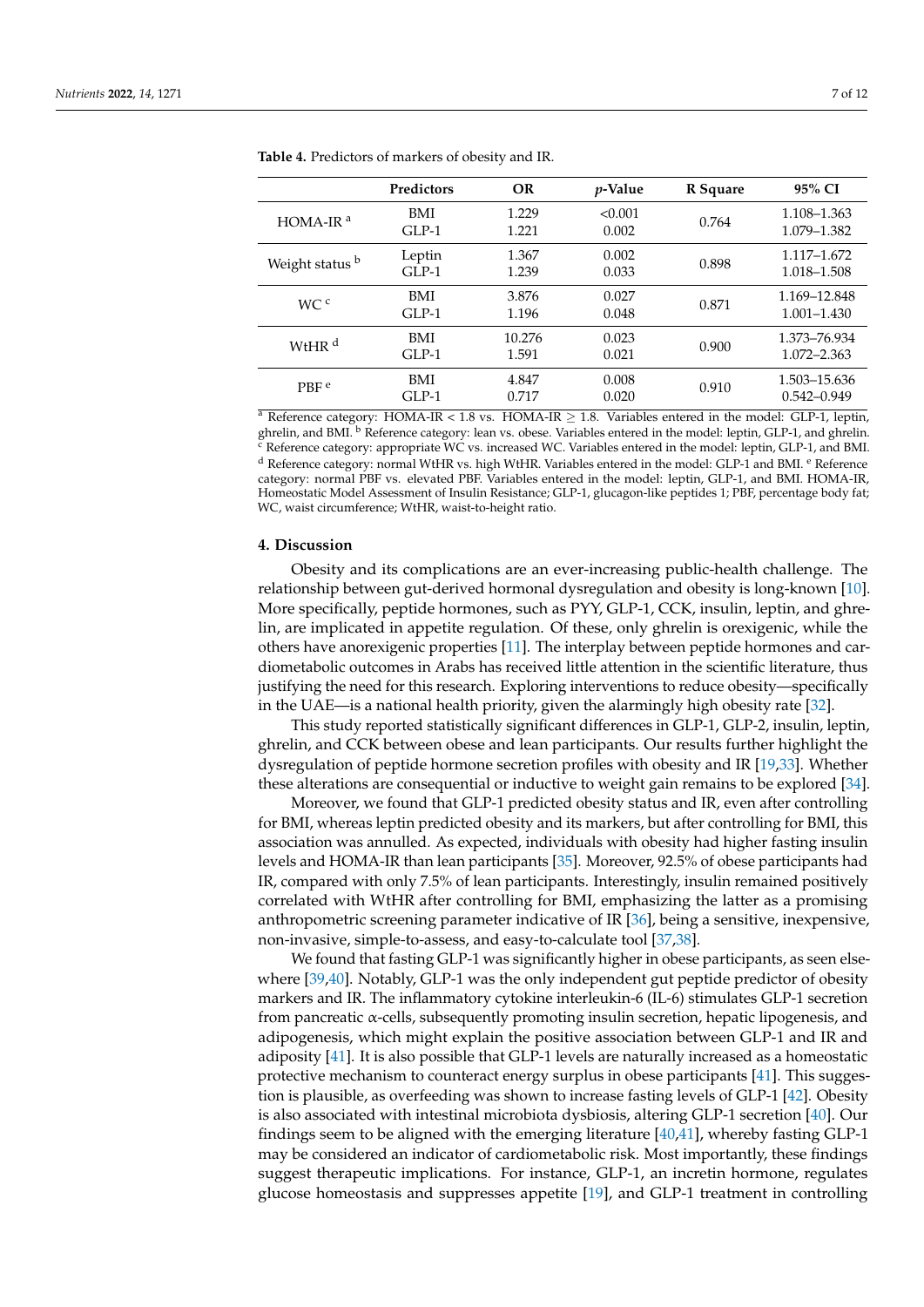**Table 4.** Predictors of markers of obesity and IR.

| | Predictors | OR | *p*-Value | R Square | 95% CI |
|---|---|---|---|---|---|
| HOMA-IR [a] | BMI<br>GLP-1 | 1.229<br>1.221 | <0.001<br>0.002 | 0.764 | 1.108–1.363<br>1.079–1.382 |
| Weight status [b] | Leptin<br>GLP-1 | 1.367<br>1.239 | 0.002<br>0.033 | 0.898 | 1.117–1.672<br>1.018–1.508 |
| WC [c] | BMI<br>GLP-1 | 3.876<br>1.196 | 0.027<br>0.048 | 0.871 | 1.169–12.848<br>1.001–1.430 |
| WtHR [d] | BMI<br>GLP-1 | 10.276<br>1.591 | 0.023<br>0.021 | 0.900 | 1.373–76.934<br>1.072–2.363 |
| PBF [e] | BMI<br>GLP-1 | 4.847<br>0.717 | 0.008<br>0.020 | 0.910 | 1.503–15.636<br>0.542–0.949 |

[a] Reference category: HOMA-IR < 1.8 vs. HOMA-IR ≥ 1.8. Variables entered in the model: GLP-1, leptin, ghrelin, and BMI. [b] Reference category: lean vs. obese. Variables entered in the model: leptin, GLP-1, and ghrelin. [c] Reference category: appropriate WC vs. increased WC. Variables entered in the model: leptin, GLP-1, and BMI. [d] Reference category: normal WtHR vs. high WtHR. Variables entered in the model: GLP-1 and BMI. [e] Reference category: normal PBF vs. elevated PBF. Variables entered in the model: leptin, GLP-1, and BMI. HOMA-IR, Homeostatic Model Assessment of Insulin Resistance; GLP-1, glucagon-like peptides 1; PBF, percentage body fat; WC, waist circumference; WtHR, waist-to-height ratio.

## 4. Discussion

Obesity and its complications are an ever-increasing public-health challenge. The relationship between gut-derived hormonal dysregulation and obesity is long-known [10]. More specifically, peptide hormones, such as PYY, GLP-1, CCK, insulin, leptin, and ghrelin, are implicated in appetite regulation. Of these, only ghrelin is orexigenic, while the others have anorexigenic properties [11]. The interplay between peptide hormones and cardiometabolic outcomes in Arabs has received little attention in the scientific literature, thus justifying the need for this research. Exploring interventions to reduce obesity—specifically in the UAE—is a national health priority, given the alarmingly high obesity rate [32].

This study reported statistically significant differences in GLP-1, GLP-2, insulin, leptin, ghrelin, and CCK between obese and lean participants. Our results further highlight the dysregulation of peptide hormone secretion profiles with obesity and IR [19,33]. Whether these alterations are consequential or inductive to weight gain remains to be explored [34].

Moreover, we found that GLP-1 predicted obesity status and IR, even after controlling for BMI, whereas leptin predicted obesity and its markers, but after controlling for BMI, this association was annulled. As expected, individuals with obesity had higher fasting insulin levels and HOMA-IR than lean participants [35]. Moreover, 92.5% of obese participants had IR, compared with only 7.5% of lean participants. Interestingly, insulin remained positively correlated with WtHR after controlling for BMI, emphasizing the latter as a promising anthropometric screening parameter indicative of IR [36], being a sensitive, inexpensive, non-invasive, simple-to-assess, and easy-to-calculate tool [37,38].

We found that fasting GLP-1 was significantly higher in obese participants, as seen elsewhere [39,40]. Notably, GLP-1 was the only independent gut peptide predictor of obesity markers and IR. The inflammatory cytokine interleukin-6 (IL-6) stimulates GLP-1 secretion from pancreatic α-cells, subsequently promoting insulin secretion, hepatic lipogenesis, and adipogenesis, which might explain the positive association between GLP-1 and IR and adiposity [41]. It is also possible that GLP-1 levels are naturally increased as a homeostatic protective mechanism to counteract energy surplus in obese participants [41]. This suggestion is plausible, as overfeeding was shown to increase fasting levels of GLP-1 [42]. Obesity is also associated with intestinal microbiota dysbiosis, altering GLP-1 secretion [40]. Our findings seem to be aligned with the emerging literature [40,41], whereby fasting GLP-1 may be considered an indicator of cardiometabolic risk. Most importantly, these findings suggest therapeutic implications. For instance, GLP-1, an incretin hormone, regulates glucose homeostasis and suppresses appetite [19], and GLP-1 treatment in controlling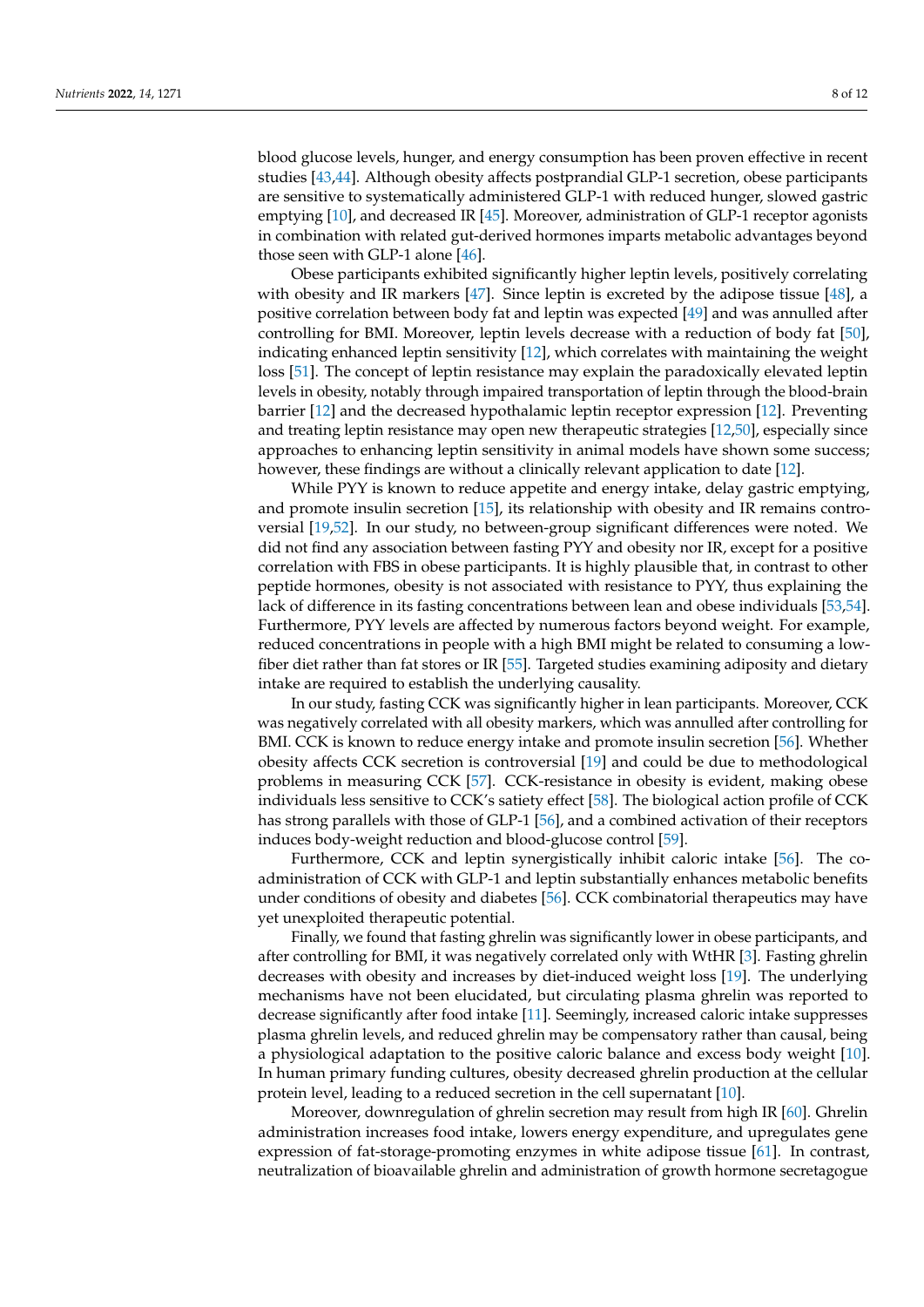blood glucose levels, hunger, and energy consumption has been proven effective in recent studies [43,44]. Although obesity affects postprandial GLP-1 secretion, obese participants are sensitive to systematically administered GLP-1 with reduced hunger, slowed gastric emptying [10], and decreased IR [45]. Moreover, administration of GLP-1 receptor agonists in combination with related gut-derived hormones imparts metabolic advantages beyond those seen with GLP-1 alone [46].

Obese participants exhibited significantly higher leptin levels, positively correlating with obesity and IR markers [47]. Since leptin is excreted by the adipose tissue [48], a positive correlation between body fat and leptin was expected [49] and was annulled after controlling for BMI. Moreover, leptin levels decrease with a reduction of body fat [50], indicating enhanced leptin sensitivity [12], which correlates with maintaining the weight loss [51]. The concept of leptin resistance may explain the paradoxically elevated leptin levels in obesity, notably through impaired transportation of leptin through the blood-brain barrier [12] and the decreased hypothalamic leptin receptor expression [12]. Preventing and treating leptin resistance may open new therapeutic strategies [12,50], especially since approaches to enhancing leptin sensitivity in animal models have shown some success; however, these findings are without a clinically relevant application to date [12].

While PYY is known to reduce appetite and energy intake, delay gastric emptying, and promote insulin secretion [15], its relationship with obesity and IR remains controversial [19,52]. In our study, no between-group significant differences were noted. We did not find any association between fasting PYY and obesity nor IR, except for a positive correlation with FBS in obese participants. It is highly plausible that, in contrast to other peptide hormones, obesity is not associated with resistance to PYY, thus explaining the lack of difference in its fasting concentrations between lean and obese individuals [53,54]. Furthermore, PYY levels are affected by numerous factors beyond weight. For example, reduced concentrations in people with a high BMI might be related to consuming a low-fiber diet rather than fat stores or IR [55]. Targeted studies examining adiposity and dietary intake are required to establish the underlying causality.

In our study, fasting CCK was significantly higher in lean participants. Moreover, CCK was negatively correlated with all obesity markers, which was annulled after controlling for BMI. CCK is known to reduce energy intake and promote insulin secretion [56]. Whether obesity affects CCK secretion is controversial [19] and could be due to methodological problems in measuring CCK [57]. CCK-resistance in obesity is evident, making obese individuals less sensitive to CCK's satiety effect [58]. The biological action profile of CCK has strong parallels with those of GLP-1 [56], and a combined activation of their receptors induces body-weight reduction and blood-glucose control [59].

Furthermore, CCK and leptin synergistically inhibit caloric intake [56]. The co-administration of CCK with GLP-1 and leptin substantially enhances metabolic benefits under conditions of obesity and diabetes [56]. CCK combinatorial therapeutics may have yet unexploited therapeutic potential.

Finally, we found that fasting ghrelin was significantly lower in obese participants, and after controlling for BMI, it was negatively correlated only with WtHR [3]. Fasting ghrelin decreases with obesity and increases by diet-induced weight loss [19]. The underlying mechanisms have not been elucidated, but circulating plasma ghrelin was reported to decrease significantly after food intake [11]. Seemingly, increased caloric intake suppresses plasma ghrelin levels, and reduced ghrelin may be compensatory rather than causal, being a physiological adaptation to the positive caloric balance and excess body weight [10]. In human primary funding cultures, obesity decreased ghrelin production at the cellular protein level, leading to a reduced secretion in the cell supernatant [10].

Moreover, downregulation of ghrelin secretion may result from high IR [60]. Ghrelin administration increases food intake, lowers energy expenditure, and upregulates gene expression of fat-storage-promoting enzymes in white adipose tissue [61]. In contrast, neutralization of bioavailable ghrelin and administration of growth hormone secretagogue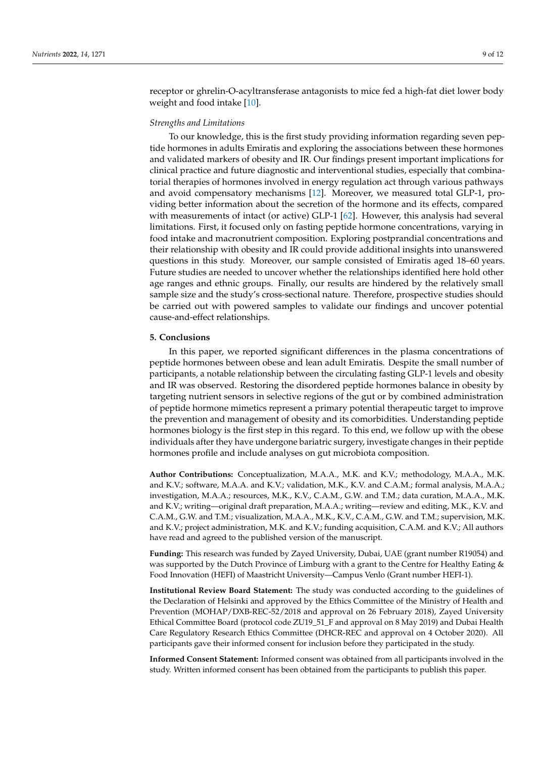receptor or ghrelin-O-acyltransferase antagonists to mice fed a high-fat diet lower body weight and food intake [10].

*Strengths and Limitations*

To our knowledge, this is the first study providing information regarding seven peptide hormones in adults Emiratis and exploring the associations between these hormones and validated markers of obesity and IR. Our findings present important implications for clinical practice and future diagnostic and interventional studies, especially that combinatorial therapies of hormones involved in energy regulation act through various pathways and avoid compensatory mechanisms [12]. Moreover, we measured total GLP-1, providing better information about the secretion of the hormone and its effects, compared with measurements of intact (or active) GLP-1 [62]. However, this analysis had several limitations. First, it focused only on fasting peptide hormone concentrations, varying in food intake and macronutrient composition. Exploring postprandial concentrations and their relationship with obesity and IR could provide additional insights into unanswered questions in this study. Moreover, our sample consisted of Emiratis aged 18–60 years. Future studies are needed to uncover whether the relationships identified here hold other age ranges and ethnic groups. Finally, our results are hindered by the relatively small sample size and the study's cross-sectional nature. Therefore, prospective studies should be carried out with powered samples to validate our findings and uncover potential cause-and-effect relationships.

## 5. Conclusions

In this paper, we reported significant differences in the plasma concentrations of peptide hormones between obese and lean adult Emiratis. Despite the small number of participants, a notable relationship between the circulating fasting GLP-1 levels and obesity and IR was observed. Restoring the disordered peptide hormones balance in obesity by targeting nutrient sensors in selective regions of the gut or by combined administration of peptide hormone mimetics represent a primary potential therapeutic target to improve the prevention and management of obesity and its comorbidities. Understanding peptide hormones biology is the first step in this regard. To this end, we follow up with the obese individuals after they have undergone bariatric surgery, investigate changes in their peptide hormones profile and include analyses on gut microbiota composition.

**Author Contributions:** Conceptualization, M.A.A., M.K. and K.V.; methodology, M.A.A., M.K. and K.V.; software, M.A.A. and K.V.; validation, M.K., K.V. and C.A.M.; formal analysis, M.A.A.; investigation, M.A.A.; resources, M.K., K.V., C.A.M., G.W. and T.M.; data curation, M.A.A., M.K. and K.V.; writing—original draft preparation, M.A.A.; writing—review and editing, M.K., K.V. and C.A.M., G.W. and T.M.; visualization, M.A.A., M.K., K.V., C.A.M., G.W. and T.M.; supervision, M.K. and K.V.; project administration, M.K. and K.V.; funding acquisition, C.A.M. and K.V.; All authors have read and agreed to the published version of the manuscript.

**Funding:** This research was funded by Zayed University, Dubai, UAE (grant number R19054) and was supported by the Dutch Province of Limburg with a grant to the Centre for Healthy Eating & Food Innovation (HEFI) of Maastricht University—Campus Venlo (Grant number HEFI-1).

**Institutional Review Board Statement:** The study was conducted according to the guidelines of the Declaration of Helsinki and approved by the Ethics Committee of the Ministry of Health and Prevention (MOHAP/DXB-REC-52/2018 and approval on 26 February 2018), Zayed University Ethical Committee Board (protocol code ZU19_51_F and approval on 8 May 2019) and Dubai Health Care Regulatory Research Ethics Committee (DHCR-REC and approval on 4 October 2020). All participants gave their informed consent for inclusion before they participated in the study.

**Informed Consent Statement:** Informed consent was obtained from all participants involved in the study. Written informed consent has been obtained from the participants to publish this paper.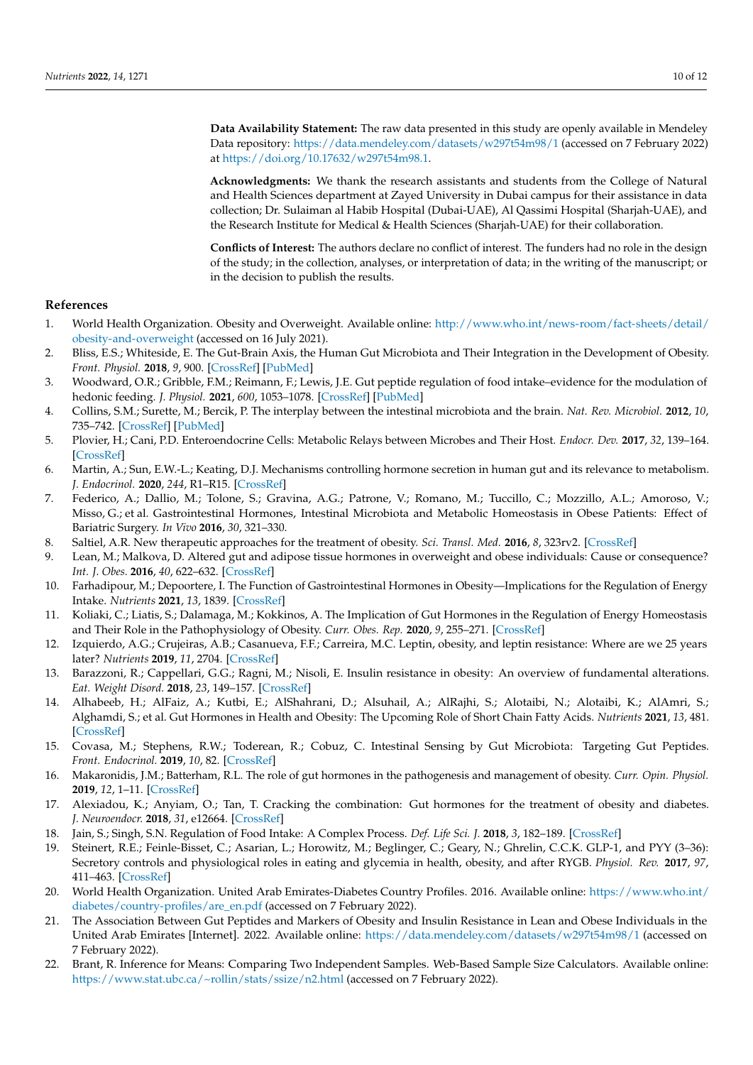**Data Availability Statement:** The raw data presented in this study are openly available in Mendeley Data repository: https://data.mendeley.com/datasets/w297t54m98/1 (accessed on 7 February 2022) at https://doi.org/10.17632/w297t54m98.1.

**Acknowledgments:** We thank the research assistants and students from the College of Natural and Health Sciences department at Zayed University in Dubai campus for their assistance in data collection; Dr. Sulaiman al Habib Hospital (Dubai-UAE), Al Qassimi Hospital (Sharjah-UAE), and the Research Institute for Medical & Health Sciences (Sharjah-UAE) for their collaboration.

**Conflicts of Interest:** The authors declare no conflict of interest. The funders had no role in the design of the study; in the collection, analyses, or interpretation of data; in the writing of the manuscript; or in the decision to publish the results.

## References

1. World Health Organization. Obesity and Overweight. Available online: http://www.who.int/news-room/fact-sheets/detail/obesity-and-overweight (accessed on 16 July 2021).
2. Bliss, E.S.; Whiteside, E. The Gut-Brain Axis, the Human Gut Microbiota and Their Integration in the Development of Obesity. *Front. Physiol.* **2018**, *9*, 900. [CrossRef] [PubMed]
3. Woodward, O.R.; Gribble, F.M.; Reimann, F.; Lewis, J.E. Gut peptide regulation of food intake–evidence for the modulation of hedonic feeding. *J. Physiol.* **2021**, *600*, 1053–1078. [CrossRef] [PubMed]
4. Collins, S.M.; Surette, M.; Bercik, P. The interplay between the intestinal microbiota and the brain. *Nat. Rev. Microbiol.* **2012**, *10*, 735–742. [CrossRef] [PubMed]
5. Plovier, H.; Cani, P.D. Enteroendocrine Cells: Metabolic Relays between Microbes and Their Host. *Endocr. Dev.* **2017**, *32*, 139–164. [CrossRef]
6. Martin, A.; Sun, E.W.-L.; Keating, D.J. Mechanisms controlling hormone secretion in human gut and its relevance to metabolism. *J. Endocrinol.* **2020**, *244*, R1–R15. [CrossRef]
7. Federico, A.; Dallio, M.; Tolone, S.; Gravina, A.G.; Patrone, V.; Romano, M.; Tuccillo, C.; Mozzillo, A.L.; Amoroso, V.; Misso, G.; et al. Gastrointestinal Hormones, Intestinal Microbiota and Metabolic Homeostasis in Obese Patients: Effect of Bariatric Surgery. *In Vivo* **2016**, *30*, 321–330.
8. Saltiel, A.R. New therapeutic approaches for the treatment of obesity. *Sci. Transl. Med.* **2016**, *8*, 323rv2. [CrossRef]
9. Lean, M.; Malkova, D. Altered gut and adipose tissue hormones in overweight and obese individuals: Cause or consequence? *Int. J. Obes.* **2016**, *40*, 622–632. [CrossRef]
10. Farhadipour, M.; Depoortere, I. The Function of Gastrointestinal Hormones in Obesity—Implications for the Regulation of Energy Intake. *Nutrients* **2021**, *13*, 1839. [CrossRef]
11. Koliaki, C.; Liatis, S.; Dalamaga, M.; Kokkinos, A. The Implication of Gut Hormones in the Regulation of Energy Homeostasis and Their Role in the Pathophysiology of Obesity. *Curr. Obes. Rep.* **2020**, *9*, 255–271. [CrossRef]
12. Izquierdo, A.G.; Crujeiras, A.B.; Casanueva, F.F.; Carreira, M.C. Leptin, obesity, and leptin resistance: Where are we 25 years later? *Nutrients* **2019**, *11*, 2704. [CrossRef]
13. Barazzoni, R.; Cappellari, G.G.; Ragni, M.; Nisoli, E. Insulin resistance in obesity: An overview of fundamental alterations. *Eat. Weight Disord.* **2018**, *23*, 149–157. [CrossRef]
14. Alhabeeb, H.; AlFaiz, A.; Kutbi, E.; AlShahrani, D.; Alsuhail, A.; AlRajhi, S.; Alotaibi, N.; Alotaibi, K.; AlAmri, S.; Alghamdi, S.; et al. Gut Hormones in Health and Obesity: The Upcoming Role of Short Chain Fatty Acids. *Nutrients* **2021**, *13*, 481. [CrossRef]
15. Covasa, M.; Stephens, R.W.; Toderean, R.; Cobuz, C. Intestinal Sensing by Gut Microbiota: Targeting Gut Peptides. *Front. Endocrinol.* **2019**, *10*, 82. [CrossRef]
16. Makaronidis, J.M.; Batterham, R.L. The role of gut hormones in the pathogenesis and management of obesity. *Curr. Opin. Physiol.* **2019**, *12*, 1–11. [CrossRef]
17. Alexiadou, K.; Anyiam, O.; Tan, T. Cracking the combination: Gut hormones for the treatment of obesity and diabetes. *J. Neuroendocr.* **2018**, *31*, e12664. [CrossRef]
18. Jain, S.; Singh, S.N. Regulation of Food Intake: A Complex Process. *Def. Life Sci. J.* **2018**, *3*, 182–189. [CrossRef]
19. Steinert, R.E.; Feinle-Bisset, C.; Asarian, L.; Horowitz, M.; Beglinger, C.; Geary, N.; Ghrelin, C.C.K. GLP-1, and PYY (3–36): Secretory controls and physiological roles in eating and glycemia in health, obesity, and after RYGB. *Physiol. Rev.* **2017**, *97*, 411–463. [CrossRef]
20. World Health Organization. United Arab Emirates-Diabetes Country Profiles. 2016. Available online: https://www.who.int/diabetes/country-profiles/are_en.pdf (accessed on 7 February 2022).
21. The Association Between Gut Peptides and Markers of Obesity and Insulin Resistance in Lean and Obese Individuals in the United Arab Emirates [Internet]. 2022. Available online: https://data.mendeley.com/datasets/w297t54m98/1 (accessed on 7 February 2022).
22. Brant, R. Inference for Means: Comparing Two Independent Samples. Web-Based Sample Size Calculators. Available online: https://www.stat.ubc.ca/~rollin/stats/ssize/n2.html (accessed on 7 February 2022).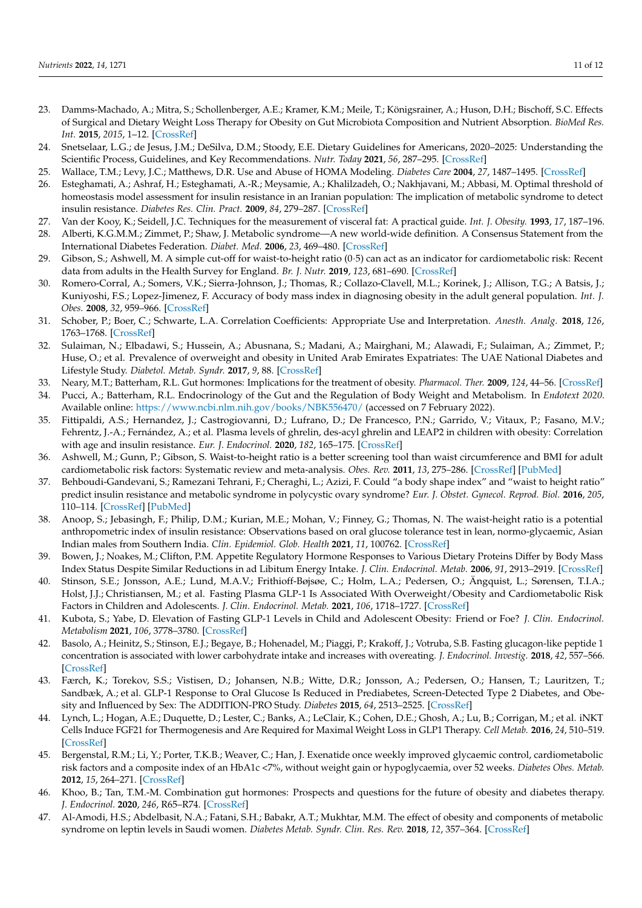23. Damms-Machado, A.; Mitra, S.; Schollenberger, A.E.; Kramer, K.M.; Meile, T.; Königsrainer, A.; Huson, D.H.; Bischoff, S.C. Effects of Surgical and Dietary Weight Loss Therapy for Obesity on Gut Microbiota Composition and Nutrient Absorption. *BioMed Res. Int.* **2015**, *2015*, 1–12. [CrossRef]
24. Snetselaar, L.G.; de Jesus, J.M.; DeSilva, D.M.; Stoody, E.E. Dietary Guidelines for Americans, 2020–2025: Understanding the Scientific Process, Guidelines, and Key Recommendations. *Nutr. Today* **2021**, *56*, 287–295. [CrossRef]
25. Wallace, T.M.; Levy, J.C.; Matthews, D.R. Use and Abuse of HOMA Modeling. *Diabetes Care* **2004**, *27*, 1487–1495. [CrossRef]
26. Esteghamati, A.; Ashraf, H.; Esteghamati, A.-R.; Meysamie, A.; Khalilzadeh, O.; Nakhjavani, M.; Abbasi, M. Optimal threshold of homeostasis model assessment for insulin resistance in an Iranian population: The implication of metabolic syndrome to detect insulin resistance. *Diabetes Res. Clin. Pract.* **2009**, *84*, 279–287. [CrossRef]
27. Van der Kooy, K.; Seidell, J.C. Techniques for the measurement of visceral fat: A practical guide. *Int. J. Obesity.* **1993**, *17*, 187–196.
28. Alberti, K.G.M.M.; Zimmet, P.; Shaw, J. Metabolic syndrome—A new world-wide definition. A Consensus Statement from the International Diabetes Federation. *Diabet. Med.* **2006**, *23*, 469–480. [CrossRef]
29. Gibson, S.; Ashwell, M. A simple cut-off for waist-to-height ratio (0·5) can act as an indicator for cardiometabolic risk: Recent data from adults in the Health Survey for England. *Br. J. Nutr.* **2019**, *123*, 681–690. [CrossRef]
30. Romero-Corral, A.; Somers, V.K.; Sierra-Johnson, J.; Thomas, R.; Collazo-Clavell, M.L.; Korinek, J.; Allison, T.G.; A Batsis, J.; Kuniyoshi, F.S.; Lopez-Jimenez, F. Accuracy of body mass index in diagnosing obesity in the adult general population. *Int. J. Obes.* **2008**, *32*, 959–966. [CrossRef]
31. Schober, P.; Boer, C.; Schwarte, L.A. Correlation Coefficients: Appropriate Use and Interpretation. *Anesth. Analg.* **2018**, *126*, 1763–1768. [CrossRef]
32. Sulaiman, N.; Elbadawi, S.; Hussein, A.; Abusnana, S.; Madani, A.; Mairghani, M.; Alawadi, F.; Sulaiman, A.; Zimmet, P.; Huse, O.; et al. Prevalence of overweight and obesity in United Arab Emirates Expatriates: The UAE National Diabetes and Lifestyle Study. *Diabetol. Metab. Syndr.* **2017**, *9*, 88. [CrossRef]
33. Neary, M.T.; Batterham, R.L. Gut hormones: Implications for the treatment of obesity. *Pharmacol. Ther.* **2009**, *124*, 44–56. [CrossRef]
34. Pucci, A.; Batterham, R.L. Endocrinology of the Gut and the Regulation of Body Weight and Metabolism. In *Endotext 2020*. Available online: https://www.ncbi.nlm.nih.gov/books/NBK556470/ (accessed on 7 February 2022).
35. Fittipaldi, A.S.; Hernandez, J.; Castrogiovanni, D.; Lufrano, D.; De Francesco, P.N.; Garrido, V.; Vitaux, P.; Fasano, M.V.; Fehrentz, J.-A.; Fernández, A.; et al. Plasma levels of ghrelin, des-acyl ghrelin and LEAP2 in children with obesity: Correlation with age and insulin resistance. *Eur. J. Endocrinol.* **2020**, *182*, 165–175. [CrossRef]
36. Ashwell, M.; Gunn, P.; Gibson, S. Waist-to-height ratio is a better screening tool than waist circumference and BMI for adult cardiometabolic risk factors: Systematic review and meta-analysis. *Obes. Rev.* **2011**, *13*, 275–286. [CrossRef] [PubMed]
37. Behboudi-Gandevani, S.; Ramezani Tehrani, F.; Cheraghi, L.; Azizi, F. Could "a body shape index" and "waist to height ratio" predict insulin resistance and metabolic syndrome in polycystic ovary syndrome? *Eur. J. Obstet. Gynecol. Reprod. Biol.* **2016**, *205*, 110–114. [CrossRef] [PubMed]
38. Anoop, S.; Jebasingh, F.; Philip, D.M.; Kurian, M.E.; Mohan, V.; Finney, G.; Thomas, N. The waist-height ratio is a potential anthropometric index of insulin resistance: Observations based on oral glucose tolerance test in lean, normo-glycaemic, Asian Indian males from Southern India. *Clin. Epidemiol. Glob. Health* **2021**, *11*, 100762. [CrossRef]
39. Bowen, J.; Noakes, M.; Clifton, P.M. Appetite Regulatory Hormone Responses to Various Dietary Proteins Differ by Body Mass Index Status Despite Similar Reductions in ad Libitum Energy Intake. *J. Clin. Endocrinol. Metab.* **2006**, *91*, 2913–2919. [CrossRef]
40. Stinson, S.E.; Jonsson, A.E.; Lund, M.A.V.; Frithioff-Bøjsøe, C.; Holm, L.A.; Pedersen, O.; Ängquist, L.; Sørensen, T.I.A.; Holst, J.J.; Christiansen, M.; et al. Fasting Plasma GLP-1 Is Associated With Overweight/Obesity and Cardiometabolic Risk Factors in Children and Adolescents. *J. Clin. Endocrinol. Metab.* **2021**, *106*, 1718–1727. [CrossRef]
41. Kubota, S.; Yabe, D. Elevation of Fasting GLP-1 Levels in Child and Adolescent Obesity: Friend or Foe? *J. Clin. Endocrinol. Metabolism* **2021**, *106*, 3778–3780. [CrossRef]
42. Basolo, A.; Heinitz, S.; Stinson, E.J.; Begaye, B.; Hohenadel, M.; Piaggi, P.; Krakoff, J.; Votruba, S.B. Fasting glucagon-like peptide 1 concentration is associated with lower carbohydrate intake and increases with overeating. *J. Endocrinol. Investig.* **2018**, *42*, 557–566. [CrossRef]
43. Færch, K.; Torekov, S.S.; Vistisen, D.; Johansen, N.B.; Witte, D.R.; Jonsson, A.; Pedersen, O.; Hansen, T.; Lauritzen, T.; Sandbæk, A.; et al. GLP-1 Response to Oral Glucose Is Reduced in Prediabetes, Screen-Detected Type 2 Diabetes, and Obesity and Influenced by Sex: The ADDITION-PRO Study. *Diabetes* **2015**, *64*, 2513–2525. [CrossRef]
44. Lynch, L.; Hogan, A.E.; Duquette, D.; Lester, C.; Banks, A.; LeClair, K.; Cohen, D.E.; Ghosh, A.; Lu, B.; Corrigan, M.; et al. iNKT Cells Induce FGF21 for Thermogenesis and Are Required for Maximal Weight Loss in GLP1 Therapy. *Cell Metab.* **2016**, *24*, 510–519. [CrossRef]
45. Bergenstal, R.M.; Li, Y.; Porter, T.K.B.; Weaver, C.; Han, J. Exenatide once weekly improved glycaemic control, cardiometabolic risk factors and a composite index of an HbA1c <7%, without weight gain or hypoglycaemia, over 52 weeks. *Diabetes Obes. Metab.* **2012**, *15*, 264–271. [CrossRef]
46. Khoo, B.; Tan, T.M.-M. Combination gut hormones: Prospects and questions for the future of obesity and diabetes therapy. *J. Endocrinol.* **2020**, *246*, R65–R74. [CrossRef]
47. Al-Amodi, H.S.; Abdelbasit, N.A.; Fatani, S.H.; Babakr, A.T.; Mukhtar, M.M. The effect of obesity and components of metabolic syndrome on leptin levels in Saudi women. *Diabetes Metab. Syndr. Clin. Res. Rev.* **2018**, *12*, 357–364. [CrossRef]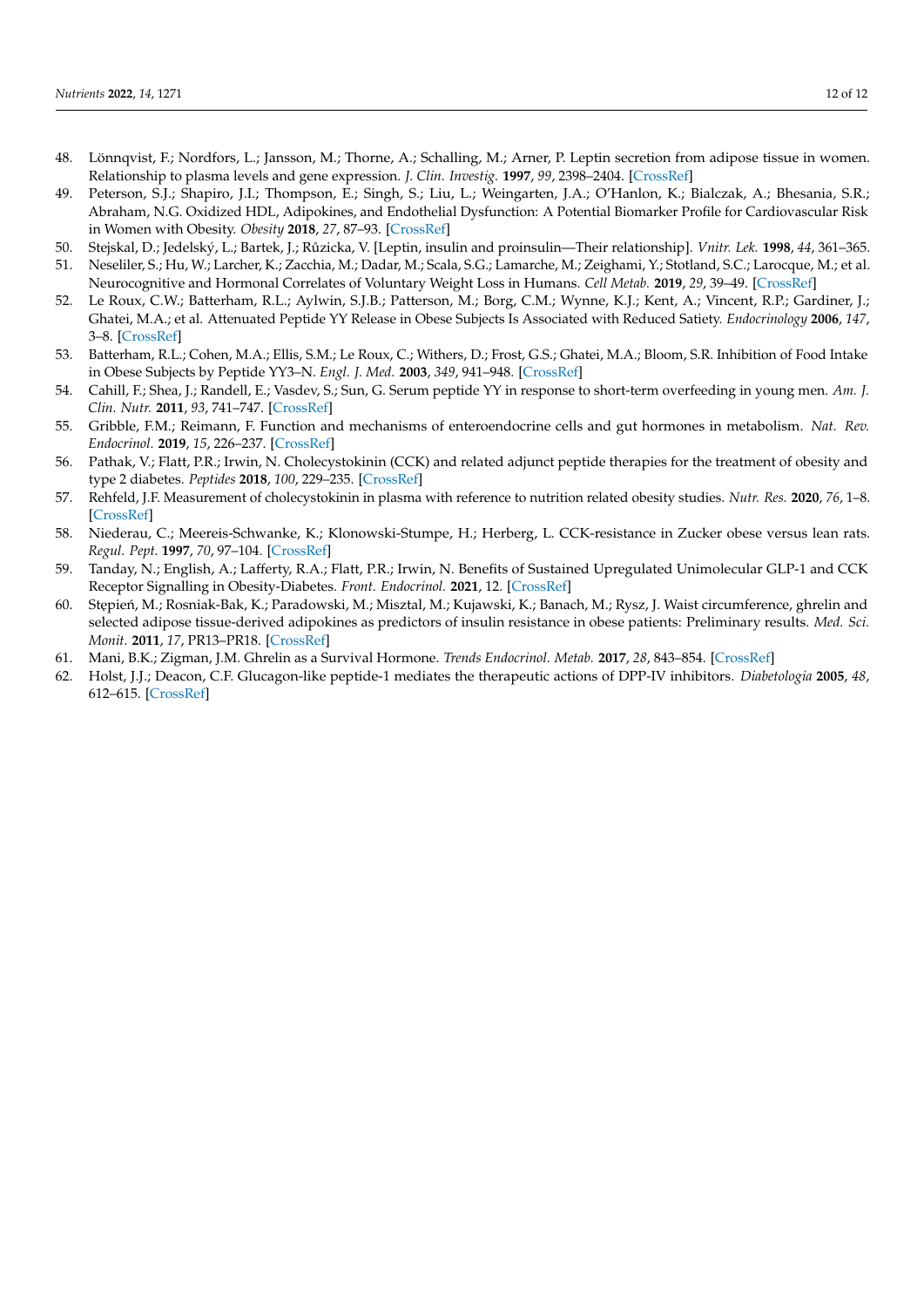48. Lönnqvist, F.; Nordfors, L.; Jansson, M.; Thorne, A.; Schalling, M.; Arner, P. Leptin secretion from adipose tissue in women. Relationship to plasma levels and gene expression. *J. Clin. Investig.* **1997**, *99*, 2398–2404. [CrossRef]
49. Peterson, S.J.; Shapiro, J.I.; Thompson, E.; Singh, S.; Liu, L.; Weingarten, J.A.; O'Hanlon, K.; Bialczak, A.; Bhesania, S.R.; Abraham, N.G. Oxidized HDL, Adipokines, and Endothelial Dysfunction: A Potential Biomarker Profile for Cardiovascular Risk in Women with Obesity. *Obesity* **2018**, *27*, 87–93. [CrossRef]
50. Stejskal, D.; Jedelský, L.; Bartek, J.; Růzicka, V. [Leptin, insulin and proinsulin—Their relationship]. *Vnitr. Lek.* **1998**, *44*, 361–365.
51. Neseliler, S.; Hu, W.; Larcher, K.; Zacchia, M.; Dadar, M.; Scala, S.G.; Lamarche, M.; Zeighami, Y.; Stotland, S.C.; Larocque, M.; et al. Neurocognitive and Hormonal Correlates of Voluntary Weight Loss in Humans. *Cell Metab.* **2019**, *29*, 39–49. [CrossRef]
52. Le Roux, C.W.; Batterham, R.L.; Aylwin, S.J.B.; Patterson, M.; Borg, C.M.; Wynne, K.J.; Kent, A.; Vincent, R.P.; Gardiner, J.; Ghatei, M.A.; et al. Attenuated Peptide YY Release in Obese Subjects Is Associated with Reduced Satiety. *Endocrinology* **2006**, *147*, 3–8. [CrossRef]
53. Batterham, R.L.; Cohen, M.A.; Ellis, S.M.; Le Roux, C.; Withers, D.; Frost, G.S.; Ghatei, M.A.; Bloom, S.R. Inhibition of Food Intake in Obese Subjects by Peptide YY3–N. *Engl. J. Med.* **2003**, *349*, 941–948. [CrossRef]
54. Cahill, F.; Shea, J.; Randell, E.; Vasdev, S.; Sun, G. Serum peptide YY in response to short-term overfeeding in young men. *Am. J. Clin. Nutr.* **2011**, *93*, 741–747. [CrossRef]
55. Gribble, F.M.; Reimann, F. Function and mechanisms of enteroendocrine cells and gut hormones in metabolism. *Nat. Rev. Endocrinol.* **2019**, *15*, 226–237. [CrossRef]
56. Pathak, V.; Flatt, P.R.; Irwin, N. Cholecystokinin (CCK) and related adjunct peptide therapies for the treatment of obesity and type 2 diabetes. *Peptides* **2018**, *100*, 229–235. [CrossRef]
57. Rehfeld, J.F. Measurement of cholecystokinin in plasma with reference to nutrition related obesity studies. *Nutr. Res.* **2020**, *76*, 1–8. [CrossRef]
58. Niederau, C.; Meereis-Schwanke, K.; Klonowski-Stumpe, H.; Herberg, L. CCK-resistance in Zucker obese versus lean rats. *Regul. Pept.* **1997**, *70*, 97–104. [CrossRef]
59. Tanday, N.; English, A.; Lafferty, R.A.; Flatt, P.R.; Irwin, N. Benefits of Sustained Upregulated Unimolecular GLP-1 and CCK Receptor Signalling in Obesity-Diabetes. *Front. Endocrinol.* **2021**, 12. [CrossRef]
60. Stepień, M.; Rosniak-Bak, K.; Paradowski, M.; Misztal, M.; Kujawski, K.; Banach, M.; Rysz, J. Waist circumference, ghrelin and selected adipose tissue-derived adipokines as predictors of insulin resistance in obese patients: Preliminary results. *Med. Sci. Monit.* **2011**, *17*, PR13–PR18. [CrossRef]
61. Mani, B.K.; Zigman, J.M. Ghrelin as a Survival Hormone. *Trends Endocrinol. Metab.* **2017**, *28*, 843–854. [CrossRef]
62. Holst, J.J.; Deacon, C.F. Glucagon-like peptide-1 mediates the therapeutic actions of DPP-IV inhibitors. *Diabetologia* **2005**, *48*, 612–615. [CrossRef]